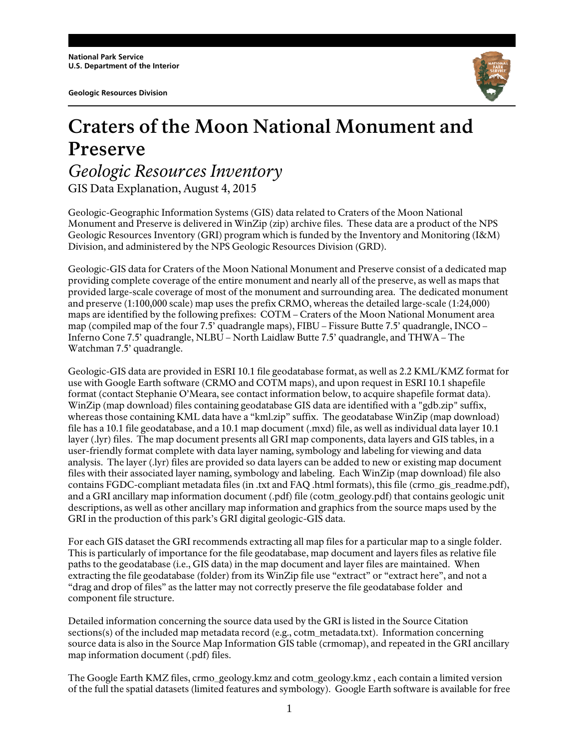National Park Service
U.S. Department of the Interior

Geologic Resources Division

# Craters of the Moon National Monument and Preserve

## *Geologic Resources Inventory*

GIS Data Explanation, August 4, 2015

Geologic-Geographic Information Systems (GIS) data related to Craters of the Moon National Monument and Preserve is delivered in WinZip (zip) archive files. These data are a product of the NPS Geologic Resources Inventory (GRI) program which is funded by the Inventory and Monitoring (I&M) Division, and administered by the NPS Geologic Resources Division (GRD).

Geologic-GIS data for Craters of the Moon National Monument and Preserve consist of a dedicated map providing complete coverage of the entire monument and nearly all of the preserve, as well as maps that provided large-scale coverage of most of the monument and surrounding area. The dedicated monument and preserve (1:100,000 scale) map uses the prefix CRMO, whereas the detailed large-scale (1:24,000) maps are identified by the following prefixes: COTM – Craters of the Moon National Monument area map (compiled map of the four 7.5' quadrangle maps), FIBU – Fissure Butte 7.5' quadrangle, INCO – Inferno Cone 7.5' quadrangle, NLBU – North Laidlaw Butte 7.5' quadrangle, and THWA – The Watchman 7.5' quadrangle.

Geologic-GIS data are provided in ESRI 10.1 file geodatabase format, as well as 2.2 KML/KMZ format for use with Google Earth software (CRMO and COTM maps), and upon request in ESRI 10.1 shapefile format (contact Stephanie O'Meara, see contact information below, to acquire shapefile format data). WinZip (map download) files containing geodatabase GIS data are identified with a "gdb.zip" suffix, whereas those containing KML data have a "kml.zip" suffix. The geodatabase WinZip (map download) file has a 10.1 file geodatabase, and a 10.1 map document (.mxd) file, as well as individual data layer 10.1 layer (.lyr) files. The map document presents all GRI map components, data layers and GIS tables, in a user-friendly format complete with data layer naming, symbology and labeling for viewing and data analysis. The layer (.lyr) files are provided so data layers can be added to new or existing map document files with their associated layer naming, symbology and labeling. Each WinZip (map download) file also contains FGDC-compliant metadata files (in .txt and FAQ .html formats), this file (crmo_gis_readme.pdf), and a GRI ancillary map information document (.pdf) file (cotm_geology.pdf) that contains geologic unit descriptions, as well as other ancillary map information and graphics from the source maps used by the GRI in the production of this park's GRI digital geologic-GIS data.

For each GIS dataset the GRI recommends extracting all map files for a particular map to a single folder. This is particularly of importance for the file geodatabase, map document and layers files as relative file paths to the geodatabase (i.e., GIS data) in the map document and layer files are maintained. When extracting the file geodatabase (folder) from its WinZip file use "extract" or "extract here", and not a "drag and drop of files" as the latter may not correctly preserve the file geodatabase folder and component file structure.

Detailed information concerning the source data used by the GRI is listed in the Source Citation sections(s) of the included map metadata record (e.g., cotm_metadata.txt). Information concerning source data is also in the Source Map Information GIS table (crmomap), and repeated in the GRI ancillary map information document (.pdf) files.

The Google Earth KMZ files, crmo_geology.kmz and cotm_geology.kmz , each contain a limited version of the full the spatial datasets (limited features and symbology). Google Earth software is available for free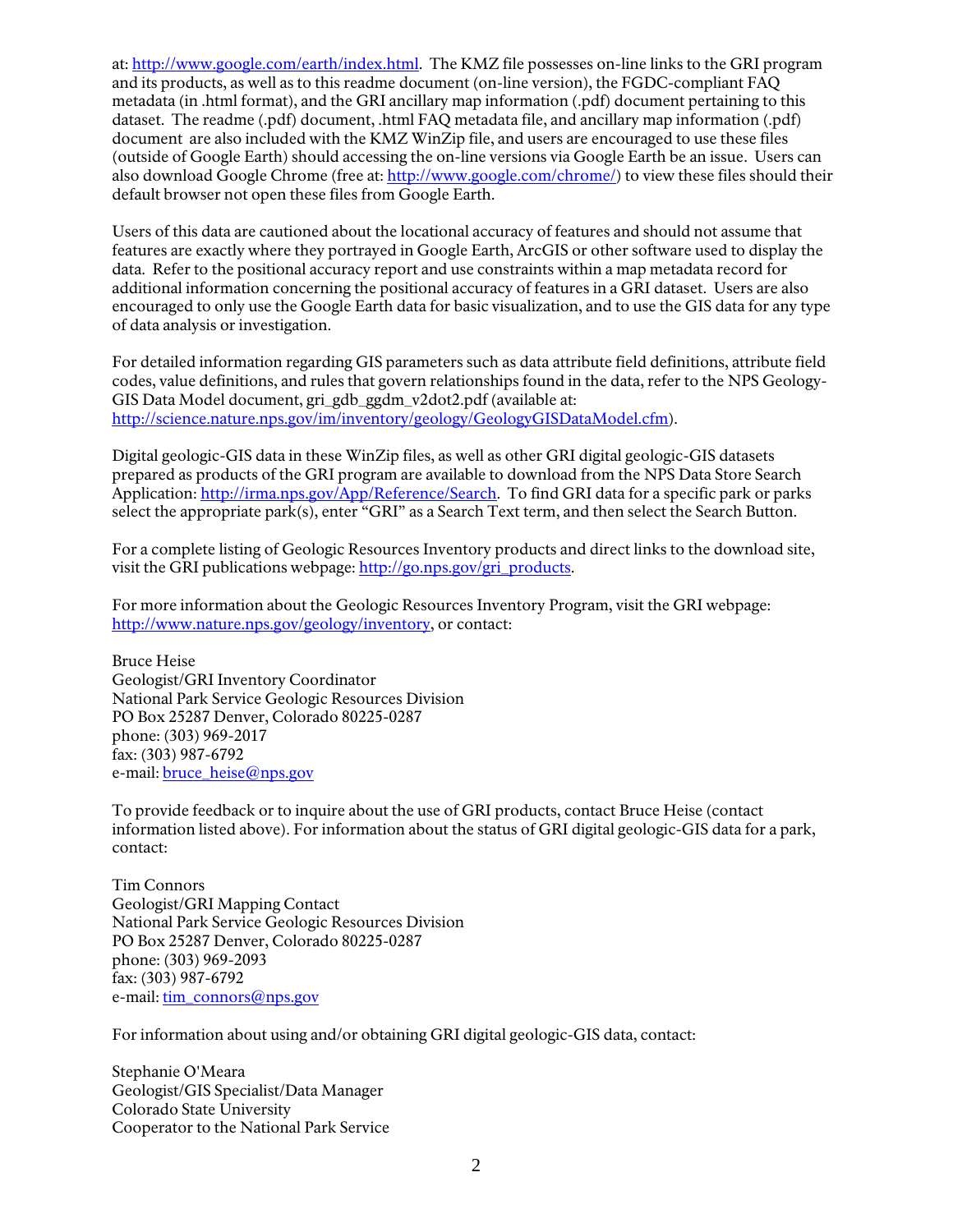at: http://www.google.com/earth/index.html. The KMZ file possesses on-line links to the GRI program and its products, as well as to this readme document (on-line version), the FGDC-compliant FAQ metadata (in .html format), and the GRI ancillary map information (.pdf) document pertaining to this dataset. The readme (.pdf) document, .html FAQ metadata file, and ancillary map information (.pdf) document are also included with the KMZ WinZip file, and users are encouraged to use these files (outside of Google Earth) should accessing the on-line versions via Google Earth be an issue. Users can also download Google Chrome (free at: http://www.google.com/chrome/) to view these files should their default browser not open these files from Google Earth.

Users of this data are cautioned about the locational accuracy of features and should not assume that features are exactly where they portrayed in Google Earth, ArcGIS or other software used to display the data. Refer to the positional accuracy report and use constraints within a map metadata record for additional information concerning the positional accuracy of features in a GRI dataset. Users are also encouraged to only use the Google Earth data for basic visualization, and to use the GIS data for any type of data analysis or investigation.

For detailed information regarding GIS parameters such as data attribute field definitions, attribute field codes, value definitions, and rules that govern relationships found in the data, refer to the NPS Geology-GIS Data Model document, gri_gdb_ggdm_v2dot2.pdf (available at: http://science.nature.nps.gov/im/inventory/geology/GeologyGISDataModel.cfm).

Digital geologic-GIS data in these WinZip files, as well as other GRI digital geologic-GIS datasets prepared as products of the GRI program are available to download from the NPS Data Store Search Application: http://irma.nps.gov/App/Reference/Search. To find GRI data for a specific park or parks select the appropriate park(s), enter "GRI" as a Search Text term, and then select the Search Button.

For a complete listing of Geologic Resources Inventory products and direct links to the download site, visit the GRI publications webpage: http://go.nps.gov/gri_products.

For more information about the Geologic Resources Inventory Program, visit the GRI webpage: http://www.nature.nps.gov/geology/inventory, or contact:

Bruce Heise
Geologist/GRI Inventory Coordinator
National Park Service Geologic Resources Division
PO Box 25287 Denver, Colorado 80225-0287
phone: (303) 969-2017
fax: (303) 987-6792
e-mail: bruce_heise@nps.gov

To provide feedback or to inquire about the use of GRI products, contact Bruce Heise (contact information listed above). For information about the status of GRI digital geologic-GIS data for a park, contact:

Tim Connors
Geologist/GRI Mapping Contact
National Park Service Geologic Resources Division
PO Box 25287 Denver, Colorado 80225-0287
phone: (303) 969-2093
fax: (303) 987-6792
e-mail: tim_connors@nps.gov

For information about using and/or obtaining GRI digital geologic-GIS data, contact:

Stephanie O'Meara
Geologist/GIS Specialist/Data Manager
Colorado State University
Cooperator to the National Park Service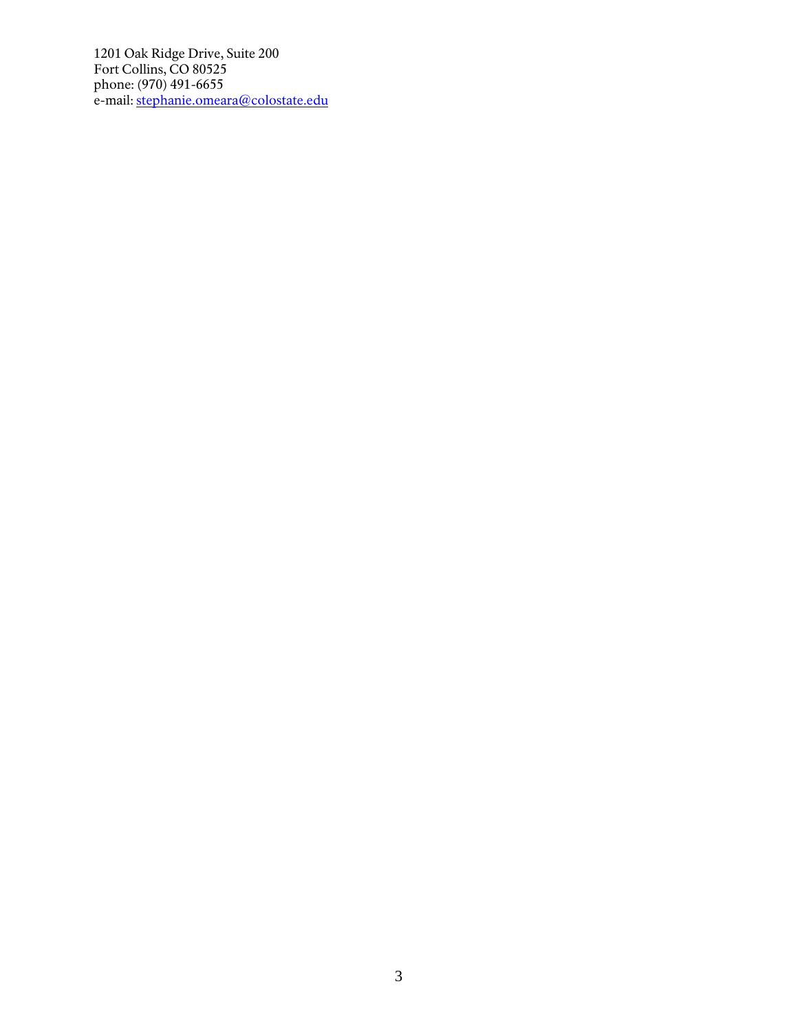1201 Oak Ridge Drive, Suite 200
Fort Collins, CO 80525
phone: (970) 491-6655
e-mail: stephanie.omeara@colostate.edu